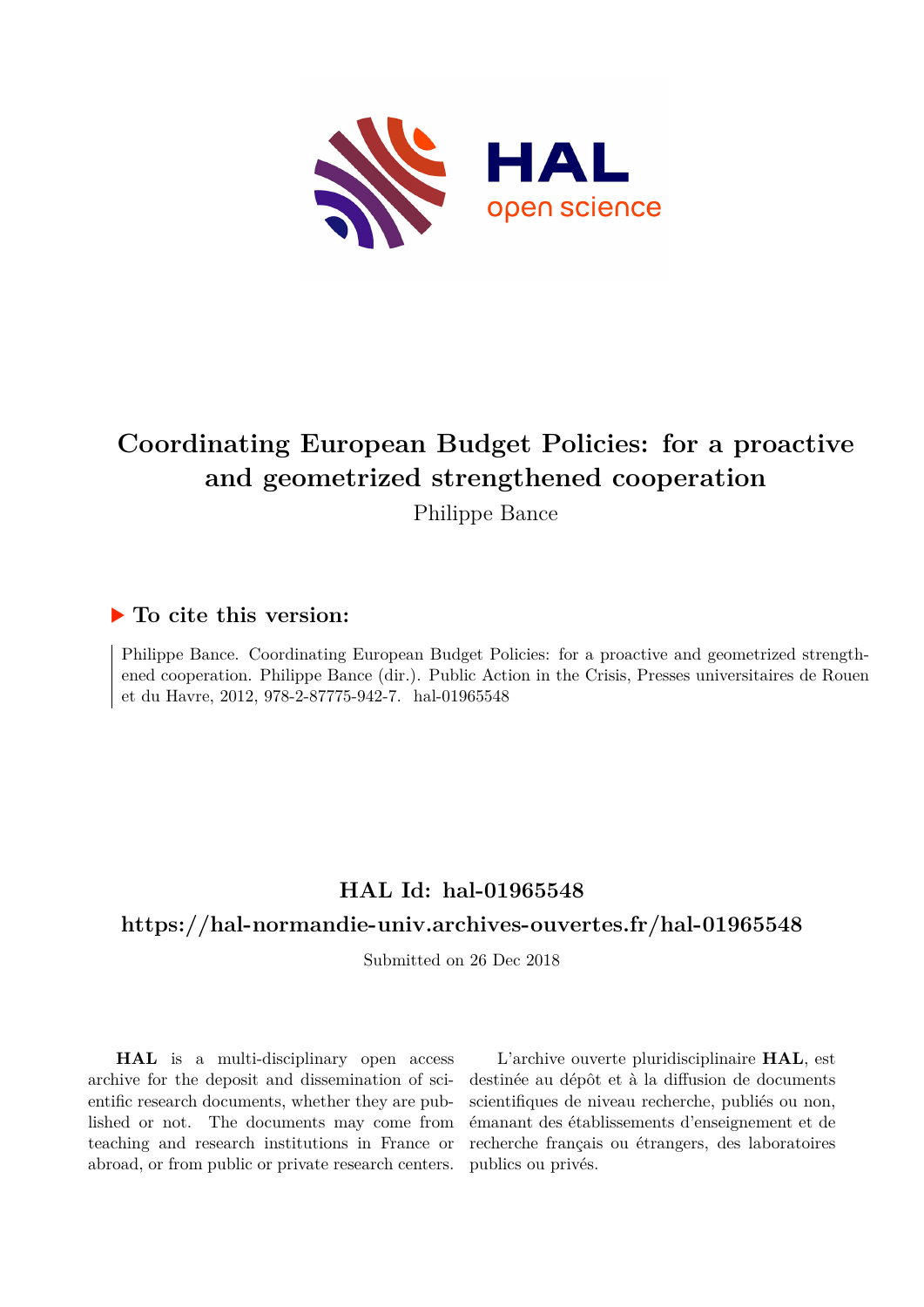# Coordinating European Budget Policies: for a proactive and geometrized strengthened cooperation

Philippe Bance

## ▶ To cite this version:

Philippe Bance. Coordinating European Budget Policies: for a proactive and geometrized strengthened cooperation. Philippe Bance (dir.). Public Action in the Crisis, Presses universitaires de Rouen et du Havre, 2012, 978-2-87775-942-7. hal-01965548

## HAL Id: hal-01965548

## https://hal-normandie-univ.archives-ouvertes.fr/hal-01965548

Submitted on 26 Dec 2018

**HAL** is a multi-disciplinary open access archive for the deposit and dissemination of scientific research documents, whether they are published or not. The documents may come from teaching and research institutions in France or abroad, or from public or private research centers.

L'archive ouverte pluridisciplinaire **HAL**, est destinée au dépôt et à la diffusion de documents scientifiques de niveau recherche, publiés ou non, émanant des établissements d'enseignement et de recherche français ou étrangers, des laboratoires publics ou privés.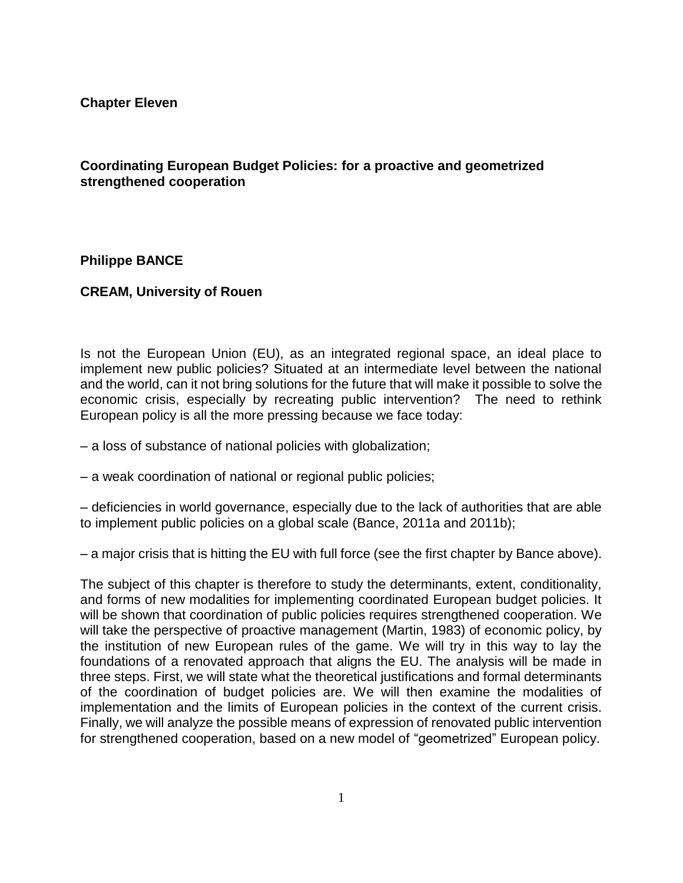**Chapter Eleven**

**Coordinating European Budget Policies: for a proactive and geometrized strengthened cooperation**

**Philippe BANCE**

**CREAM, University of Rouen**

Is not the European Union (EU), as an integrated regional space, an ideal place to implement new public policies? Situated at an intermediate level between the national and the world, can it not bring solutions for the future that will make it possible to solve the economic crisis, especially by recreating public intervention? The need to rethink European policy is all the more pressing because we face today:

– a loss of substance of national policies with globalization;

– a weak coordination of national or regional public policies;

– deficiencies in world governance, especially due to the lack of authorities that are able to implement public policies on a global scale (Bance, 2011a and 2011b);

– a major crisis that is hitting the EU with full force (see the first chapter by Bance above).

The subject of this chapter is therefore to study the determinants, extent, conditionality, and forms of new modalities for implementing coordinated European budget policies. It will be shown that coordination of public policies requires strengthened cooperation. We will take the perspective of proactive management (Martin, 1983) of economic policy, by the institution of new European rules of the game. We will try in this way to lay the foundations of a renovated approach that aligns the EU. The analysis will be made in three steps. First, we will state what the theoretical justifications and formal determinants of the coordination of budget policies are. We will then examine the modalities of implementation and the limits of European policies in the context of the current crisis. Finally, we will analyze the possible means of expression of renovated public intervention for strengthened cooperation, based on a new model of "geometrized" European policy.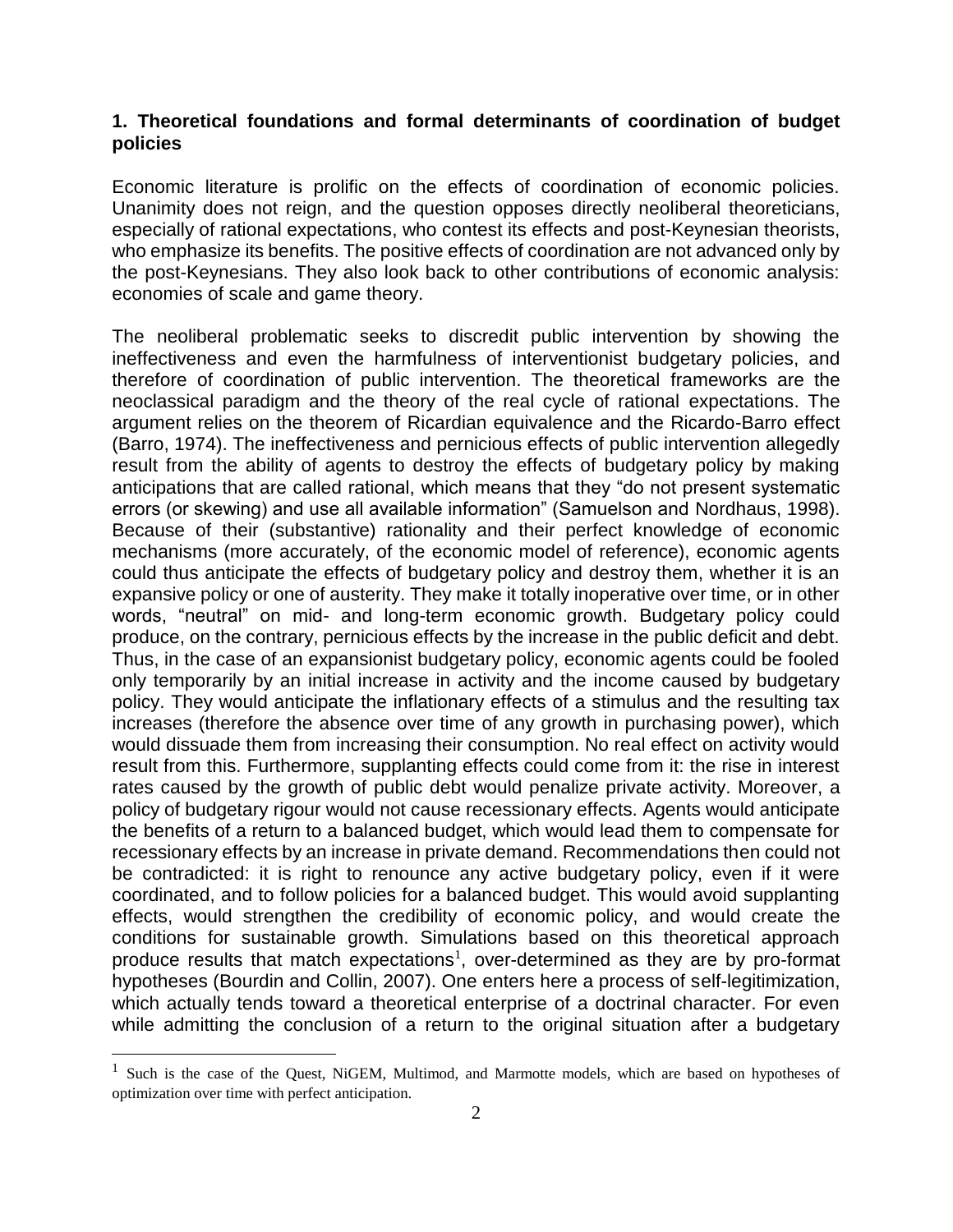## 1. Theoretical foundations and formal determinants of coordination of budget policies

Economic literature is prolific on the effects of coordination of economic policies. Unanimity does not reign, and the question opposes directly neoliberal theoreticians, especially of rational expectations, who contest its effects and post-Keynesian theorists, who emphasize its benefits. The positive effects of coordination are not advanced only by the post-Keynesians. They also look back to other contributions of economic analysis: economies of scale and game theory.

The neoliberal problematic seeks to discredit public intervention by showing the ineffectiveness and even the harmfulness of interventionist budgetary policies, and therefore of coordination of public intervention. The theoretical frameworks are the neoclassical paradigm and the theory of the real cycle of rational expectations. The argument relies on the theorem of Ricardian equivalence and the Ricardo-Barro effect (Barro, 1974). The ineffectiveness and pernicious effects of public intervention allegedly result from the ability of agents to destroy the effects of budgetary policy by making anticipations that are called rational, which means that they "do not present systematic errors (or skewing) and use all available information" (Samuelson and Nordhaus, 1998). Because of their (substantive) rationality and their perfect knowledge of economic mechanisms (more accurately, of the economic model of reference), economic agents could thus anticipate the effects of budgetary policy and destroy them, whether it is an expansive policy or one of austerity. They make it totally inoperative over time, or in other words, "neutral" on mid- and long-term economic growth. Budgetary policy could produce, on the contrary, pernicious effects by the increase in the public deficit and debt. Thus, in the case of an expansionist budgetary policy, economic agents could be fooled only temporarily by an initial increase in activity and the income caused by budgetary policy. They would anticipate the inflationary effects of a stimulus and the resulting tax increases (therefore the absence over time of any growth in purchasing power), which would dissuade them from increasing their consumption. No real effect on activity would result from this. Furthermore, supplanting effects could come from it: the rise in interest rates caused by the growth of public debt would penalize private activity. Moreover, a policy of budgetary rigour would not cause recessionary effects. Agents would anticipate the benefits of a return to a balanced budget, which would lead them to compensate for recessionary effects by an increase in private demand. Recommendations then could not be contradicted: it is right to renounce any active budgetary policy, even if it were coordinated, and to follow policies for a balanced budget. This would avoid supplanting effects, would strengthen the credibility of economic policy, and would create the conditions for sustainable growth. Simulations based on this theoretical approach produce results that match expectations[1], over-determined as they are by pro-format hypotheses (Bourdin and Collin, 2007). One enters here a process of self-legitimization, which actually tends toward a theoretical enterprise of a doctrinal character. For even while admitting the conclusion of a return to the original situation after a budgetary

[1] Such is the case of the Quest, NiGEM, Multimod, and Marmotte models, which are based on hypotheses of optimization over time with perfect anticipation.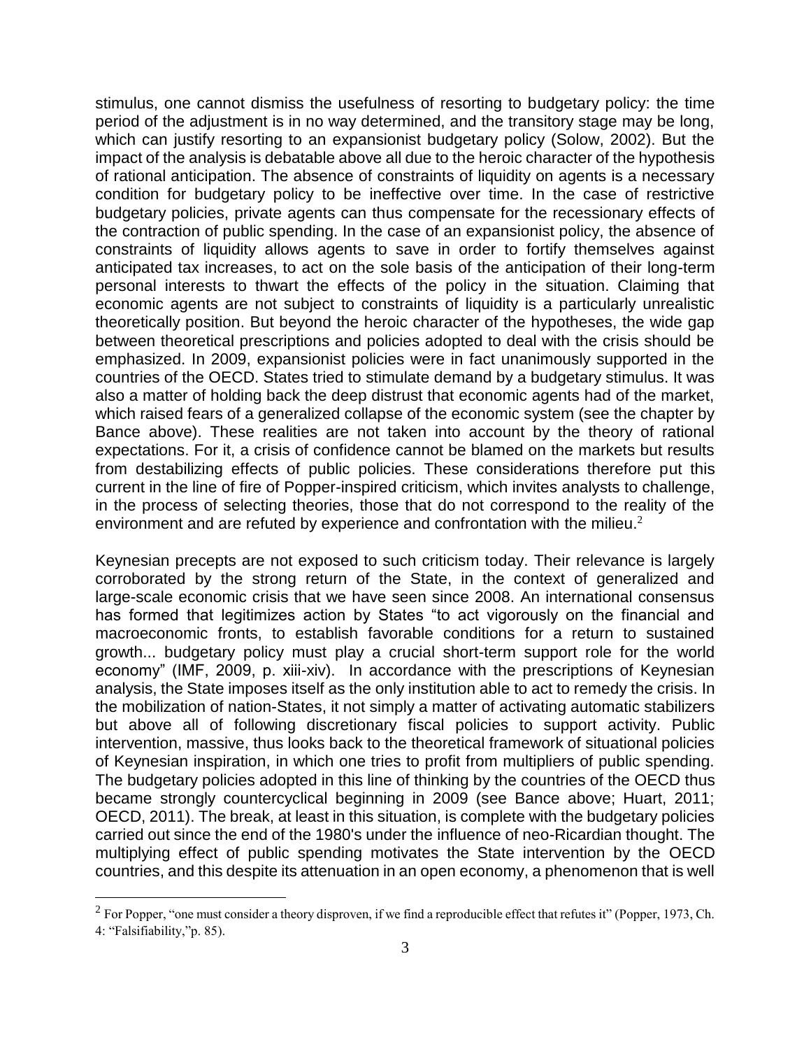stimulus, one cannot dismiss the usefulness of resorting to budgetary policy: the time period of the adjustment is in no way determined, and the transitory stage may be long, which can justify resorting to an expansionist budgetary policy (Solow, 2002). But the impact of the analysis is debatable above all due to the heroic character of the hypothesis of rational anticipation. The absence of constraints of liquidity on agents is a necessary condition for budgetary policy to be ineffective over time. In the case of restrictive budgetary policies, private agents can thus compensate for the recessionary effects of the contraction of public spending. In the case of an expansionist policy, the absence of constraints of liquidity allows agents to save in order to fortify themselves against anticipated tax increases, to act on the sole basis of the anticipation of their long-term personal interests to thwart the effects of the policy in the situation. Claiming that economic agents are not subject to constraints of liquidity is a particularly unrealistic theoretically position. But beyond the heroic character of the hypotheses, the wide gap between theoretical prescriptions and policies adopted to deal with the crisis should be emphasized. In 2009, expansionist policies were in fact unanimously supported in the countries of the OECD. States tried to stimulate demand by a budgetary stimulus. It was also a matter of holding back the deep distrust that economic agents had of the market, which raised fears of a generalized collapse of the economic system (see the chapter by Bance above). These realities are not taken into account by the theory of rational expectations. For it, a crisis of confidence cannot be blamed on the markets but results from destabilizing effects of public policies. These considerations therefore put this current in the line of fire of Popper-inspired criticism, which invites analysts to challenge, in the process of selecting theories, those that do not correspond to the reality of the environment and are refuted by experience and confrontation with the milieu.[2]

Keynesian precepts are not exposed to such criticism today. Their relevance is largely corroborated by the strong return of the State, in the context of generalized and large-scale economic crisis that we have seen since 2008. An international consensus has formed that legitimizes action by States "to act vigorously on the financial and macroeconomic fronts, to establish favorable conditions for a return to sustained growth... budgetary policy must play a crucial short-term support role for the world economy" (IMF, 2009, p. xiii-xiv). In accordance with the prescriptions of Keynesian analysis, the State imposes itself as the only institution able to act to remedy the crisis. In the mobilization of nation-States, it not simply a matter of activating automatic stabilizers but above all of following discretionary fiscal policies to support activity. Public intervention, massive, thus looks back to the theoretical framework of situational policies of Keynesian inspiration, in which one tries to profit from multipliers of public spending. The budgetary policies adopted in this line of thinking by the countries of the OECD thus became strongly countercyclical beginning in 2009 (see Bance above; Huart, 2011; OECD, 2011). The break, at least in this situation, is complete with the budgetary policies carried out since the end of the 1980's under the influence of neo-Ricardian thought. The multiplying effect of public spending motivates the State intervention by the OECD countries, and this despite its attenuation in an open economy, a phenomenon that is well

[2] For Popper, "one must consider a theory disproven, if we find a reproducible effect that refutes it" (Popper, 1973, Ch. 4: "Falsifiability,"p. 85).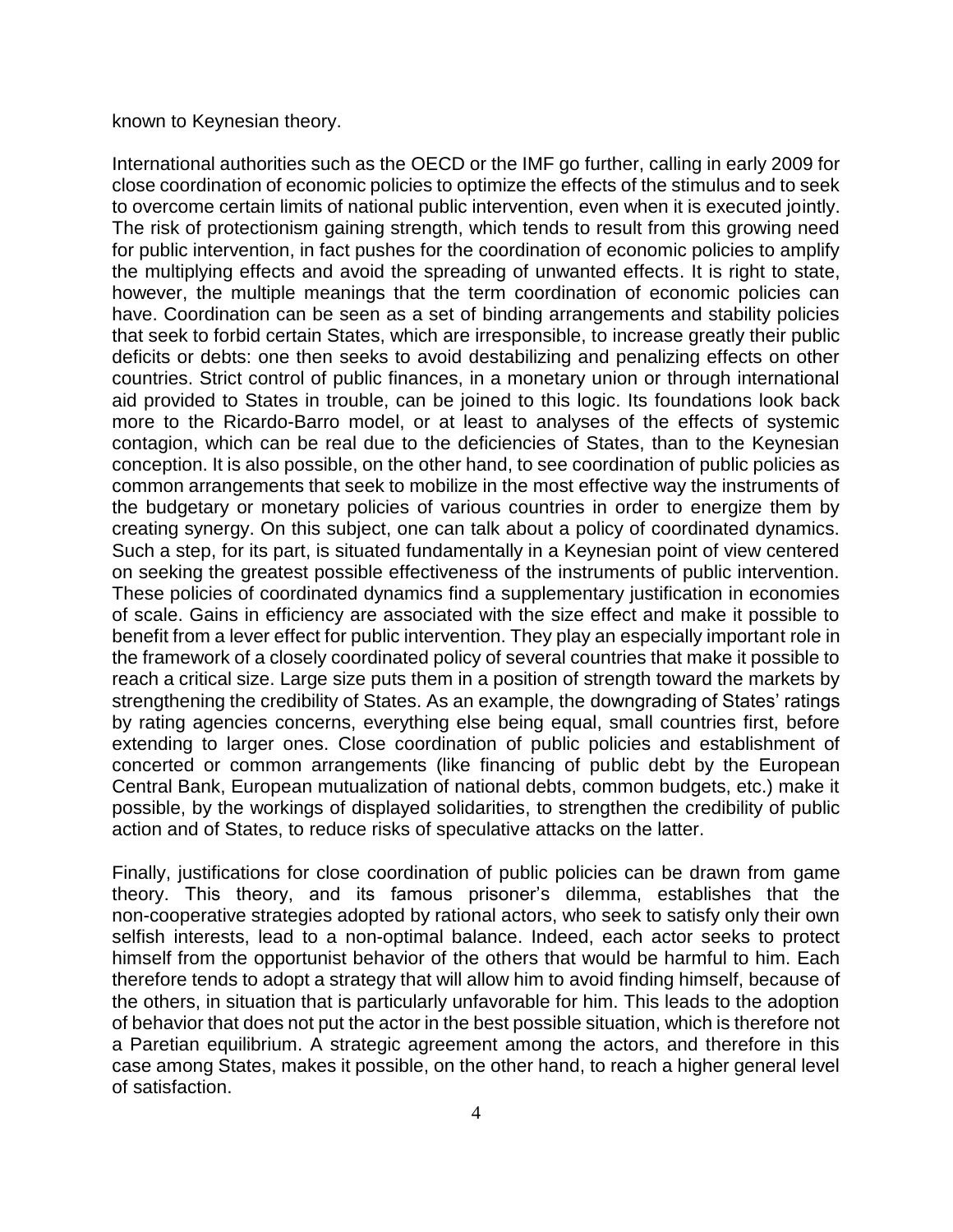known to Keynesian theory.

International authorities such as the OECD or the IMF go further, calling in early 2009 for close coordination of economic policies to optimize the effects of the stimulus and to seek to overcome certain limits of national public intervention, even when it is executed jointly. The risk of protectionism gaining strength, which tends to result from this growing need for public intervention, in fact pushes for the coordination of economic policies to amplify the multiplying effects and avoid the spreading of unwanted effects. It is right to state, however, the multiple meanings that the term coordination of economic policies can have. Coordination can be seen as a set of binding arrangements and stability policies that seek to forbid certain States, which are irresponsible, to increase greatly their public deficits or debts: one then seeks to avoid destabilizing and penalizing effects on other countries. Strict control of public finances, in a monetary union or through international aid provided to States in trouble, can be joined to this logic. Its foundations look back more to the Ricardo-Barro model, or at least to analyses of the effects of systemic contagion, which can be real due to the deficiencies of States, than to the Keynesian conception. It is also possible, on the other hand, to see coordination of public policies as common arrangements that seek to mobilize in the most effective way the instruments of the budgetary or monetary policies of various countries in order to energize them by creating synergy. On this subject, one can talk about a policy of coordinated dynamics. Such a step, for its part, is situated fundamentally in a Keynesian point of view centered on seeking the greatest possible effectiveness of the instruments of public intervention. These policies of coordinated dynamics find a supplementary justification in economies of scale. Gains in efficiency are associated with the size effect and make it possible to benefit from a lever effect for public intervention. They play an especially important role in the framework of a closely coordinated policy of several countries that make it possible to reach a critical size. Large size puts them in a position of strength toward the markets by strengthening the credibility of States. As an example, the downgrading of States' ratings by rating agencies concerns, everything else being equal, small countries first, before extending to larger ones. Close coordination of public policies and establishment of concerted or common arrangements (like financing of public debt by the European Central Bank, European mutualization of national debts, common budgets, etc.) make it possible, by the workings of displayed solidarities, to strengthen the credibility of public action and of States, to reduce risks of speculative attacks on the latter.

Finally, justifications for close coordination of public policies can be drawn from game theory. This theory, and its famous prisoner's dilemma, establishes that the non-cooperative strategies adopted by rational actors, who seek to satisfy only their own selfish interests, lead to a non-optimal balance. Indeed, each actor seeks to protect himself from the opportunist behavior of the others that would be harmful to him. Each therefore tends to adopt a strategy that will allow him to avoid finding himself, because of the others, in situation that is particularly unfavorable for him. This leads to the adoption of behavior that does not put the actor in the best possible situation, which is therefore not a Paretian equilibrium. A strategic agreement among the actors, and therefore in this case among States, makes it possible, on the other hand, to reach a higher general level of satisfaction.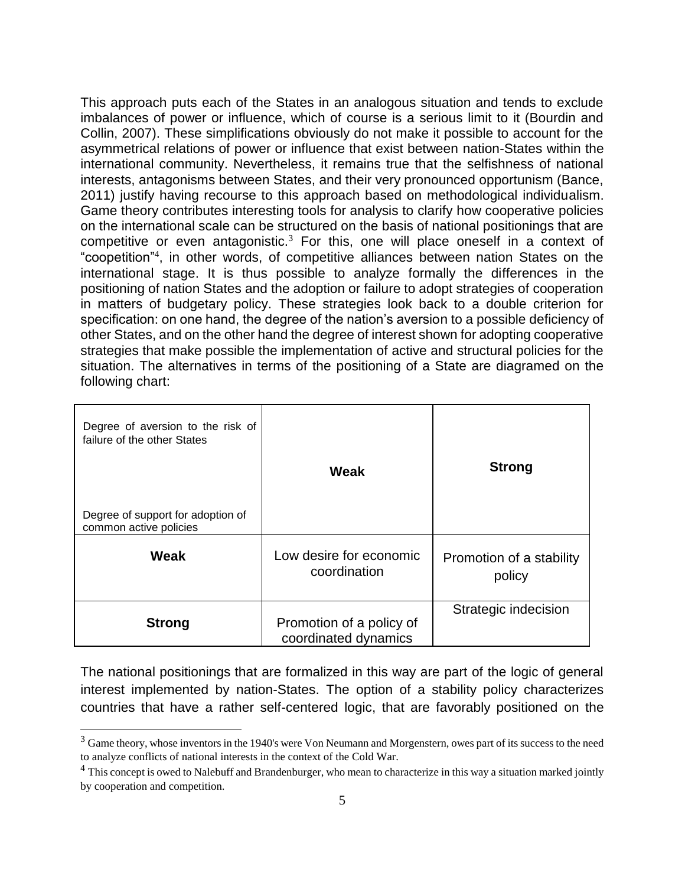This approach puts each of the States in an analogous situation and tends to exclude imbalances of power or influence, which of course is a serious limit to it (Bourdin and Collin, 2007). These simplifications obviously do not make it possible to account for the asymmetrical relations of power or influence that exist between nation-States within the international community. Nevertheless, it remains true that the selfishness of national interests, antagonisms between States, and their very pronounced opportunism (Bance, 2011) justify having recourse to this approach based on methodological individualism. Game theory contributes interesting tools for analysis to clarify how cooperative policies on the international scale can be structured on the basis of national positionings that are competitive or even antagonistic.[3] For this, one will place oneself in a context of "coopetition"[4], in other words, of competitive alliances between nation States on the international stage. It is thus possible to analyze formally the differences in the positioning of nation States and the adoption or failure to adopt strategies of cooperation in matters of budgetary policy. These strategies look back to a double criterion for specification: on one hand, the degree of the nation's aversion to a possible deficiency of other States, and on the other hand the degree of interest shown for adopting cooperative strategies that make possible the implementation of active and structural policies for the situation. The alternatives in terms of the positioning of a State are diagramed on the following chart:

| Degree of aversion to the risk of failure of the other States / Degree of support for adoption of common active policies | **Weak** | **Strong** |
|---|---|---|
| **Weak** | Low desire for economic coordination | Promotion of a stability policy |
| **Strong** | Promotion of a policy of coordinated dynamics | Strategic indecision |

The national positionings that are formalized in this way are part of the logic of general interest implemented by nation-States. The option of a stability policy characterizes countries that have a rather self-centered logic, that are favorably positioned on the

[3] Game theory, whose inventors in the 1940's were Von Neumann and Morgenstern, owes part of its success to the need to analyze conflicts of national interests in the context of the Cold War.

[4] This concept is owed to Nalebuff and Brandenburger, who mean to characterize in this way a situation marked jointly by cooperation and competition.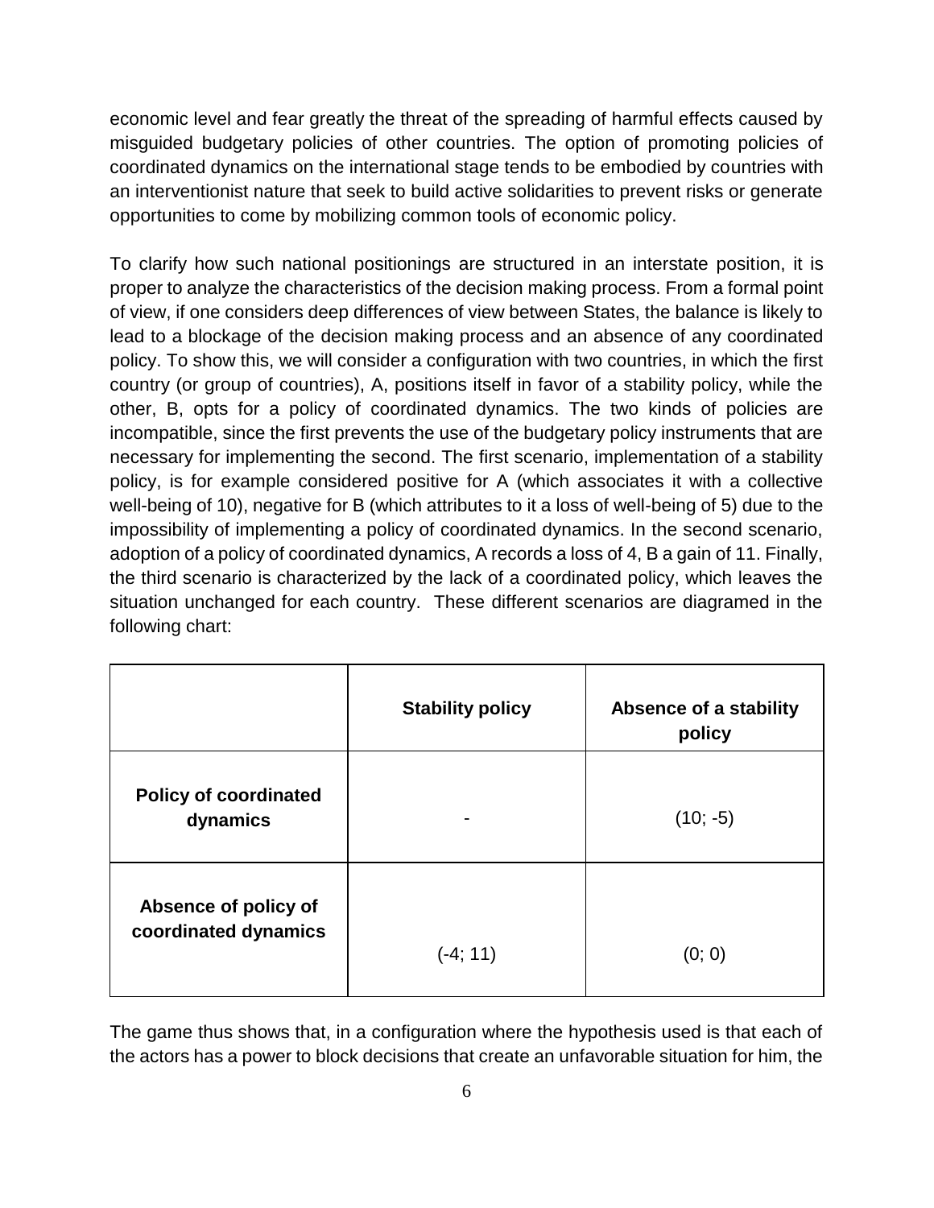economic level and fear greatly the threat of the spreading of harmful effects caused by misguided budgetary policies of other countries. The option of promoting policies of coordinated dynamics on the international stage tends to be embodied by countries with an interventionist nature that seek to build active solidarities to prevent risks or generate opportunities to come by mobilizing common tools of economic policy.

To clarify how such national positionings are structured in an interstate position, it is proper to analyze the characteristics of the decision making process. From a formal point of view, if one considers deep differences of view between States, the balance is likely to lead to a blockage of the decision making process and an absence of any coordinated policy. To show this, we will consider a configuration with two countries, in which the first country (or group of countries), A, positions itself in favor of a stability policy, while the other, B, opts for a policy of coordinated dynamics. The two kinds of policies are incompatible, since the first prevents the use of the budgetary policy instruments that are necessary for implementing the second. The first scenario, implementation of a stability policy, is for example considered positive for A (which associates it with a collective well-being of 10), negative for B (which attributes to it a loss of well-being of 5) due to the impossibility of implementing a policy of coordinated dynamics. In the second scenario, adoption of a policy of coordinated dynamics, A records a loss of 4, B a gain of 11. Finally, the third scenario is characterized by the lack of a coordinated policy, which leaves the situation unchanged for each country. These different scenarios are diagramed in the following chart:

| | **Stability policy** | **Absence of a stability policy** |
|---|---|---|
| **Policy of coordinated dynamics** | - | (10; -5) |
| **Absence of policy of coordinated dynamics** | (-4; 11) | (0; 0) |

The game thus shows that, in a configuration where the hypothesis used is that each of the actors has a power to block decisions that create an unfavorable situation for him, the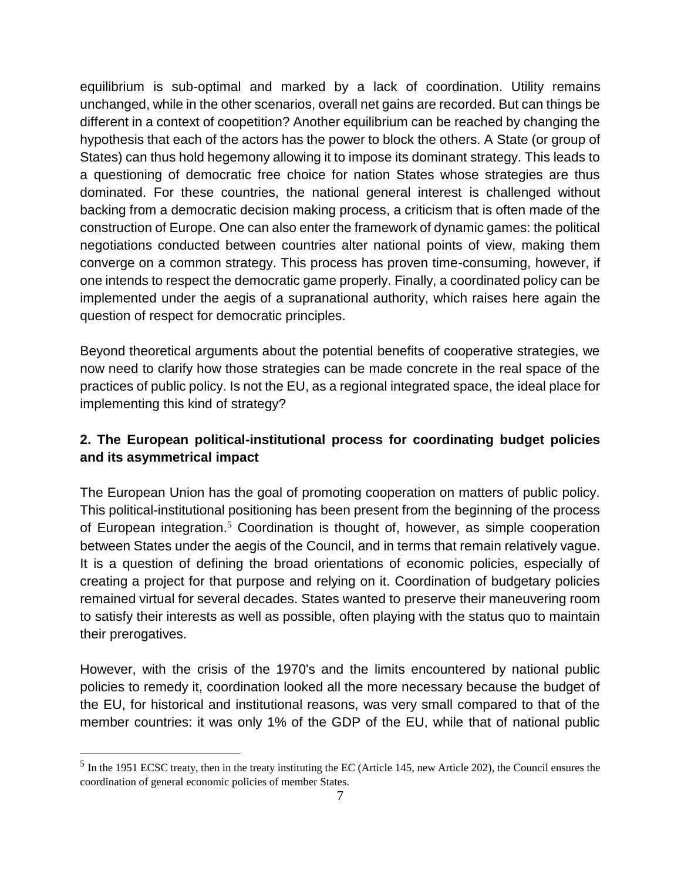equilibrium is sub-optimal and marked by a lack of coordination. Utility remains unchanged, while in the other scenarios, overall net gains are recorded. But can things be different in a context of coopetition? Another equilibrium can be reached by changing the hypothesis that each of the actors has the power to block the others. A State (or group of States) can thus hold hegemony allowing it to impose its dominant strategy. This leads to a questioning of democratic free choice for nation States whose strategies are thus dominated. For these countries, the national general interest is challenged without backing from a democratic decision making process, a criticism that is often made of the construction of Europe. One can also enter the framework of dynamic games: the political negotiations conducted between countries alter national points of view, making them converge on a common strategy. This process has proven time-consuming, however, if one intends to respect the democratic game properly. Finally, a coordinated policy can be implemented under the aegis of a supranational authority, which raises here again the question of respect for democratic principles.

Beyond theoretical arguments about the potential benefits of cooperative strategies, we now need to clarify how those strategies can be made concrete in the real space of the practices of public policy. Is not the EU, as a regional integrated space, the ideal place for implementing this kind of strategy?

## 2. The European political-institutional process for coordinating budget policies and its asymmetrical impact

The European Union has the goal of promoting cooperation on matters of public policy. This political-institutional positioning has been present from the beginning of the process of European integration.[5] Coordination is thought of, however, as simple cooperation between States under the aegis of the Council, and in terms that remain relatively vague. It is a question of defining the broad orientations of economic policies, especially of creating a project for that purpose and relying on it. Coordination of budgetary policies remained virtual for several decades. States wanted to preserve their maneuvering room to satisfy their interests as well as possible, often playing with the status quo to maintain their prerogatives.

However, with the crisis of the 1970's and the limits encountered by national public policies to remedy it, coordination looked all the more necessary because the budget of the EU, for historical and institutional reasons, was very small compared to that of the member countries: it was only 1% of the GDP of the EU, while that of national public

[5] In the 1951 ECSC treaty, then in the treaty instituting the EC (Article 145, new Article 202), the Council ensures the coordination of general economic policies of member States.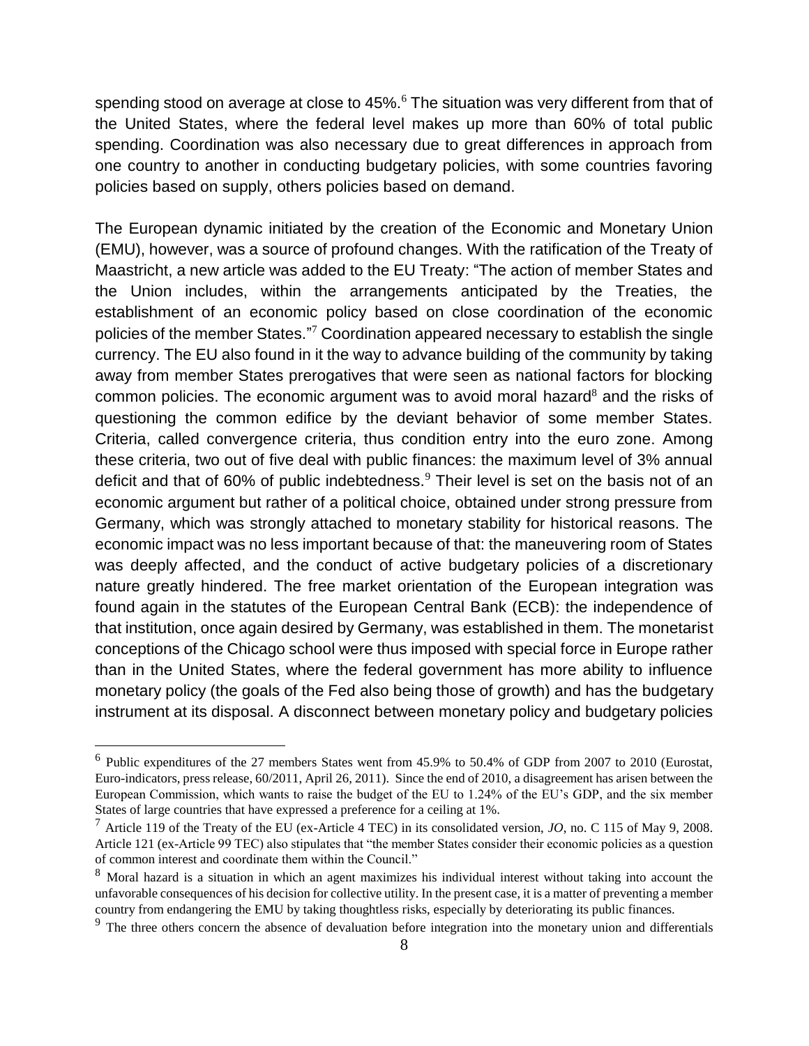spending stood on average at close to 45%.[6] The situation was very different from that of the United States, where the federal level makes up more than 60% of total public spending. Coordination was also necessary due to great differences in approach from one country to another in conducting budgetary policies, with some countries favoring policies based on supply, others policies based on demand.

The European dynamic initiated by the creation of the Economic and Monetary Union (EMU), however, was a source of profound changes. With the ratification of the Treaty of Maastricht, a new article was added to the EU Treaty: "The action of member States and the Union includes, within the arrangements anticipated by the Treaties, the establishment of an economic policy based on close coordination of the economic policies of the member States."[7] Coordination appeared necessary to establish the single currency. The EU also found in it the way to advance building of the community by taking away from member States prerogatives that were seen as national factors for blocking common policies. The economic argument was to avoid moral hazard[8] and the risks of questioning the common edifice by the deviant behavior of some member States. Criteria, called convergence criteria, thus condition entry into the euro zone. Among these criteria, two out of five deal with public finances: the maximum level of 3% annual deficit and that of 60% of public indebtedness.[9] Their level is set on the basis not of an economic argument but rather of a political choice, obtained under strong pressure from Germany, which was strongly attached to monetary stability for historical reasons. The economic impact was no less important because of that: the maneuvering room of States was deeply affected, and the conduct of active budgetary policies of a discretionary nature greatly hindered. The free market orientation of the European integration was found again in the statutes of the European Central Bank (ECB): the independence of that institution, once again desired by Germany, was established in them. The monetarist conceptions of the Chicago school were thus imposed with special force in Europe rather than in the United States, where the federal government has more ability to influence monetary policy (the goals of the Fed also being those of growth) and has the budgetary instrument at its disposal. A disconnect between monetary policy and budgetary policies

[6] Public expenditures of the 27 members States went from 45.9% to 50.4% of GDP from 2007 to 2010 (Eurostat, Euro-indicators, press release, 60/2011, April 26, 2011). Since the end of 2010, a disagreement has arisen between the European Commission, which wants to raise the budget of the EU to 1.24% of the EU's GDP, and the six member States of large countries that have expressed a preference for a ceiling at 1%.

[7] Article 119 of the Treaty of the EU (ex-Article 4 TEC) in its consolidated version, *JO*, no. C 115 of May 9, 2008. Article 121 (ex-Article 99 TEC) also stipulates that "the member States consider their economic policies as a question of common interest and coordinate them within the Council."

[8] Moral hazard is a situation in which an agent maximizes his individual interest without taking into account the unfavorable consequences of his decision for collective utility. In the present case, it is a matter of preventing a member country from endangering the EMU by taking thoughtless risks, especially by deteriorating its public finances.

[9] The three others concern the absence of devaluation before integration into the monetary union and differentials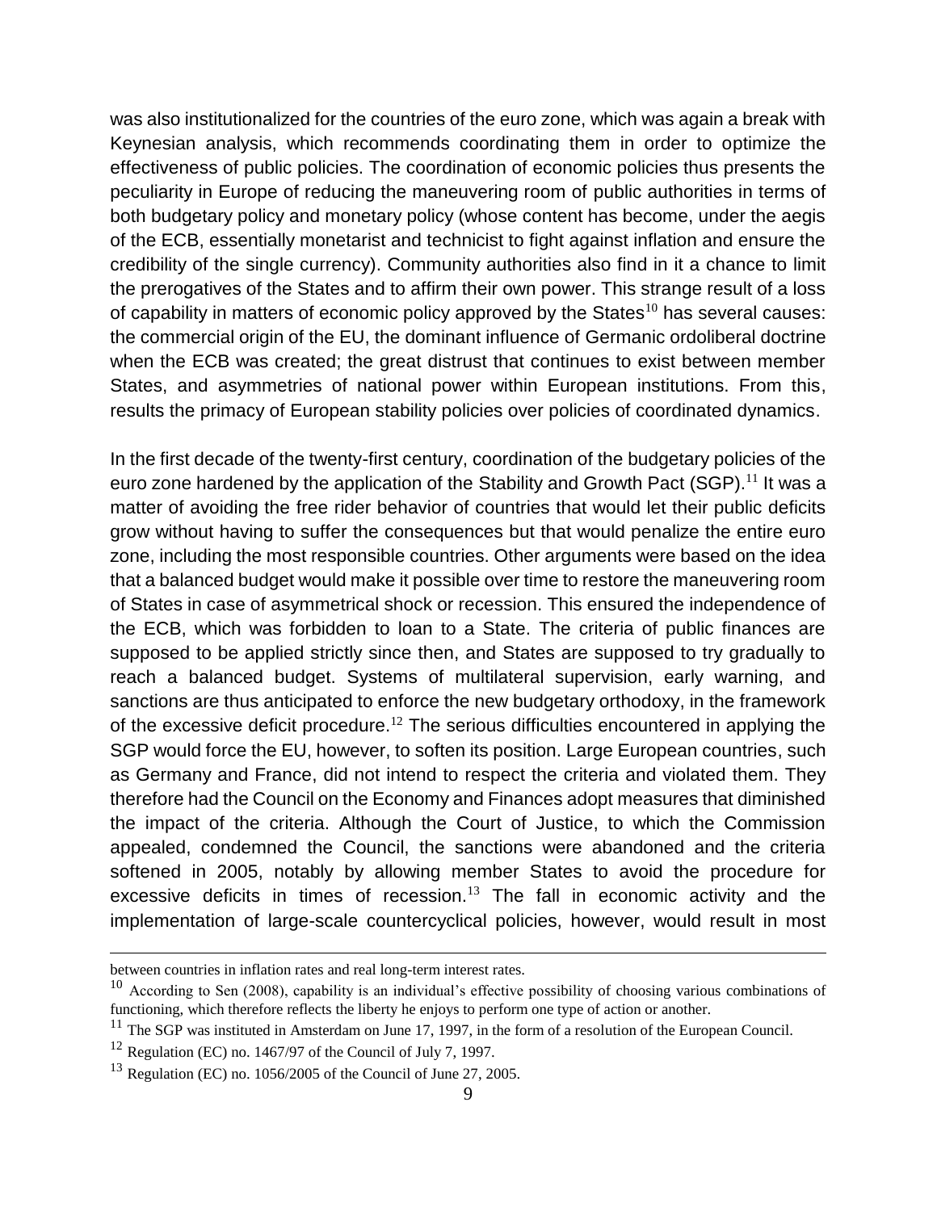was also institutionalized for the countries of the euro zone, which was again a break with Keynesian analysis, which recommends coordinating them in order to optimize the effectiveness of public policies. The coordination of economic policies thus presents the peculiarity in Europe of reducing the maneuvering room of public authorities in terms of both budgetary policy and monetary policy (whose content has become, under the aegis of the ECB, essentially monetarist and technicist to fight against inflation and ensure the credibility of the single currency). Community authorities also find in it a chance to limit the prerogatives of the States and to affirm their own power. This strange result of a loss of capability in matters of economic policy approved by the States[10] has several causes: the commercial origin of the EU, the dominant influence of Germanic ordoliberal doctrine when the ECB was created; the great distrust that continues to exist between member States, and asymmetries of national power within European institutions. From this, results the primacy of European stability policies over policies of coordinated dynamics.

In the first decade of the twenty-first century, coordination of the budgetary policies of the euro zone hardened by the application of the Stability and Growth Pact (SGP).[11] It was a matter of avoiding the free rider behavior of countries that would let their public deficits grow without having to suffer the consequences but that would penalize the entire euro zone, including the most responsible countries. Other arguments were based on the idea that a balanced budget would make it possible over time to restore the maneuvering room of States in case of asymmetrical shock or recession. This ensured the independence of the ECB, which was forbidden to loan to a State. The criteria of public finances are supposed to be applied strictly since then, and States are supposed to try gradually to reach a balanced budget. Systems of multilateral supervision, early warning, and sanctions are thus anticipated to enforce the new budgetary orthodoxy, in the framework of the excessive deficit procedure.[12] The serious difficulties encountered in applying the SGP would force the EU, however, to soften its position. Large European countries, such as Germany and France, did not intend to respect the criteria and violated them. They therefore had the Council on the Economy and Finances adopt measures that diminished the impact of the criteria. Although the Court of Justice, to which the Commission appealed, condemned the Council, the sanctions were abandoned and the criteria softened in 2005, notably by allowing member States to avoid the procedure for excessive deficits in times of recession.[13] The fall in economic activity and the implementation of large-scale countercyclical policies, however, would result in most

---

between countries in inflation rates and real long-term interest rates.

[10] According to Sen (2008), capability is an individual's effective possibility of choosing various combinations of functioning, which therefore reflects the liberty he enjoys to perform one type of action or another.

[11] The SGP was instituted in Amsterdam on June 17, 1997, in the form of a resolution of the European Council.

[12] Regulation (EC) no. 1467/97 of the Council of July 7, 1997.

[13] Regulation (EC) no. 1056/2005 of the Council of June 27, 2005.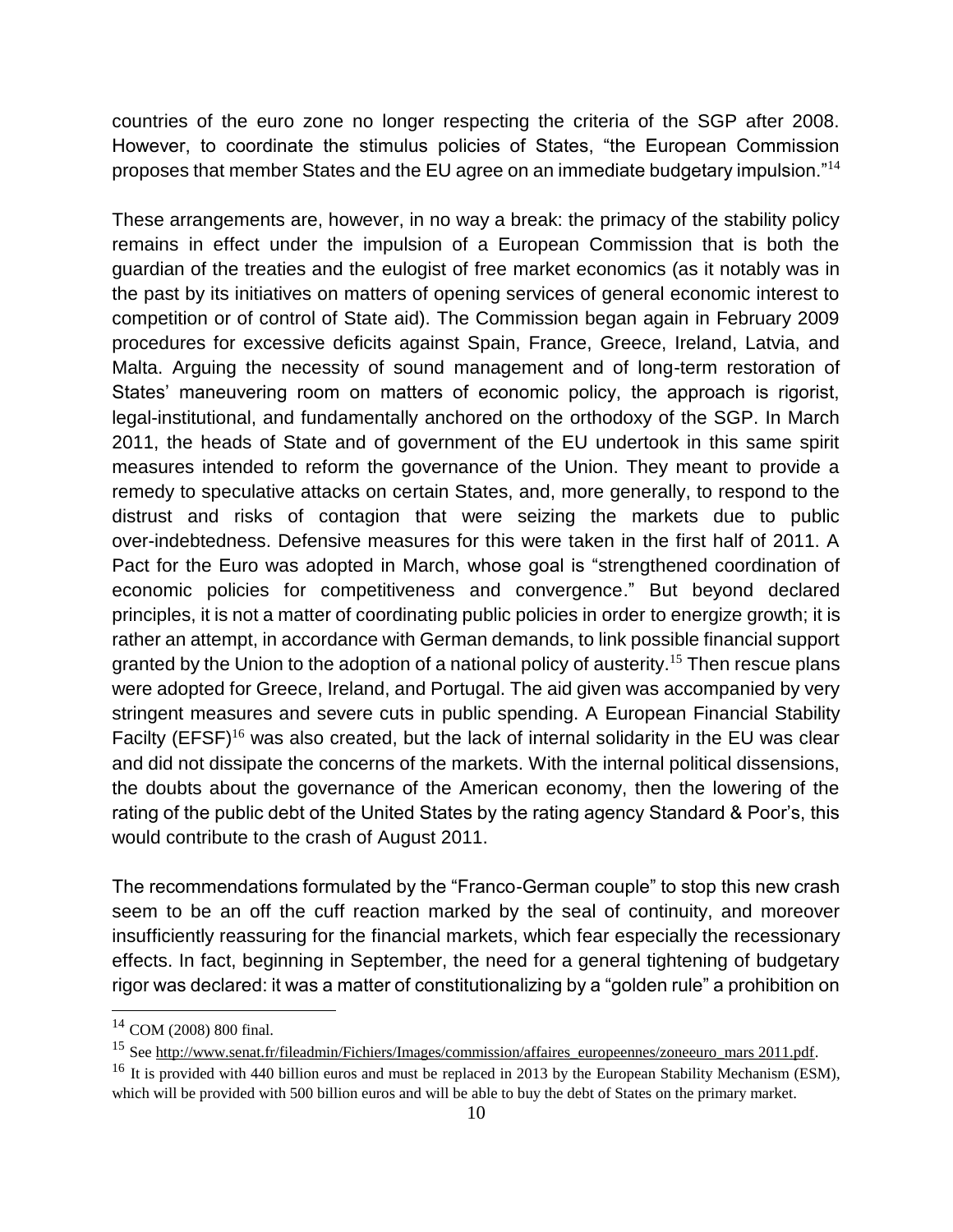countries of the euro zone no longer respecting the criteria of the SGP after 2008. However, to coordinate the stimulus policies of States, "the European Commission proposes that member States and the EU agree on an immediate budgetary impulsion."[14]

These arrangements are, however, in no way a break: the primacy of the stability policy remains in effect under the impulsion of a European Commission that is both the guardian of the treaties and the eulogist of free market economics (as it notably was in the past by its initiatives on matters of opening services of general economic interest to competition or of control of State aid). The Commission began again in February 2009 procedures for excessive deficits against Spain, France, Greece, Ireland, Latvia, and Malta. Arguing the necessity of sound management and of long-term restoration of States' maneuvering room on matters of economic policy, the approach is rigorist, legal-institutional, and fundamentally anchored on the orthodoxy of the SGP. In March 2011, the heads of State and of government of the EU undertook in this same spirit measures intended to reform the governance of the Union. They meant to provide a remedy to speculative attacks on certain States, and, more generally, to respond to the distrust and risks of contagion that were seizing the markets due to public over-indebtedness. Defensive measures for this were taken in the first half of 2011. A Pact for the Euro was adopted in March, whose goal is "strengthened coordination of economic policies for competitiveness and convergence." But beyond declared principles, it is not a matter of coordinating public policies in order to energize growth; it is rather an attempt, in accordance with German demands, to link possible financial support granted by the Union to the adoption of a national policy of austerity.[15] Then rescue plans were adopted for Greece, Ireland, and Portugal. The aid given was accompanied by very stringent measures and severe cuts in public spending. A European Financial Stability Facilty (EFSF)[16] was also created, but the lack of internal solidarity in the EU was clear and did not dissipate the concerns of the markets. With the internal political dissensions, the doubts about the governance of the American economy, then the lowering of the rating of the public debt of the United States by the rating agency Standard & Poor's, this would contribute to the crash of August 2011.

The recommendations formulated by the "Franco-German couple" to stop this new crash seem to be an off the cuff reaction marked by the seal of continuity, and moreover insufficiently reassuring for the financial markets, which fear especially the recessionary effects. In fact, beginning in September, the need for a general tightening of budgetary rigor was declared: it was a matter of constitutionalizing by a "golden rule" a prohibition on

---

[14] COM (2008) 800 final.

[15] See http://www.senat.fr/fileadmin/Fichiers/Images/commission/affaires_europeennes/zoneeuro_mars 2011.pdf.

[16] It is provided with 440 billion euros and must be replaced in 2013 by the European Stability Mechanism (ESM), which will be provided with 500 billion euros and will be able to buy the debt of States on the primary market.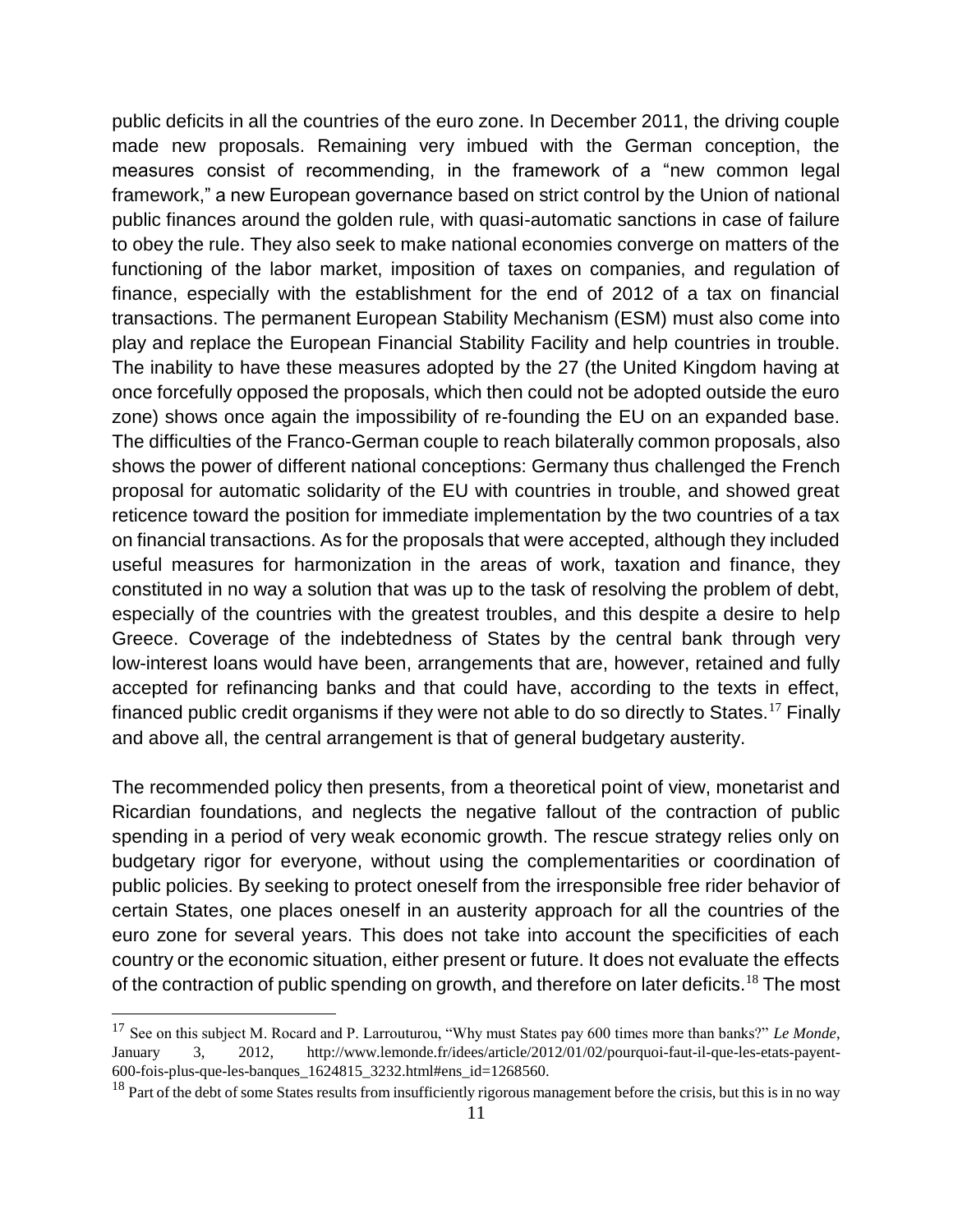public deficits in all the countries of the euro zone. In December 2011, the driving couple made new proposals. Remaining very imbued with the German conception, the measures consist of recommending, in the framework of a "new common legal framework," a new European governance based on strict control by the Union of national public finances around the golden rule, with quasi-automatic sanctions in case of failure to obey the rule. They also seek to make national economies converge on matters of the functioning of the labor market, imposition of taxes on companies, and regulation of finance, especially with the establishment for the end of 2012 of a tax on financial transactions. The permanent European Stability Mechanism (ESM) must also come into play and replace the European Financial Stability Facility and help countries in trouble. The inability to have these measures adopted by the 27 (the United Kingdom having at once forcefully opposed the proposals, which then could not be adopted outside the euro zone) shows once again the impossibility of re-founding the EU on an expanded base. The difficulties of the Franco-German couple to reach bilaterally common proposals, also shows the power of different national conceptions: Germany thus challenged the French proposal for automatic solidarity of the EU with countries in trouble, and showed great reticence toward the position for immediate implementation by the two countries of a tax on financial transactions. As for the proposals that were accepted, although they included useful measures for harmonization in the areas of work, taxation and finance, they constituted in no way a solution that was up to the task of resolving the problem of debt, especially of the countries with the greatest troubles, and this despite a desire to help Greece. Coverage of the indebtedness of States by the central bank through very low-interest loans would have been, arrangements that are, however, retained and fully accepted for refinancing banks and that could have, according to the texts in effect, financed public credit organisms if they were not able to do so directly to States.[17] Finally and above all, the central arrangement is that of general budgetary austerity.

The recommended policy then presents, from a theoretical point of view, monetarist and Ricardian foundations, and neglects the negative fallout of the contraction of public spending in a period of very weak economic growth. The rescue strategy relies only on budgetary rigor for everyone, without using the complementarities or coordination of public policies. By seeking to protect oneself from the irresponsible free rider behavior of certain States, one places oneself in an austerity approach for all the countries of the euro zone for several years. This does not take into account the specificities of each country or the economic situation, either present or future. It does not evaluate the effects of the contraction of public spending on growth, and therefore on later deficits.[18] The most

---

[17] See on this subject M. Rocard and P. Larrouturou, "Why must States pay 600 times more than banks?" *Le Monde*, January 3, 2012, http://www.lemonde.fr/idees/article/2012/01/02/pourquoi-faut-il-que-les-etats-payent-600-fois-plus-que-les-banques_1624815_3232.html#ens_id=1268560.

[18] Part of the debt of some States results from insufficiently rigorous management before the crisis, but this is in no way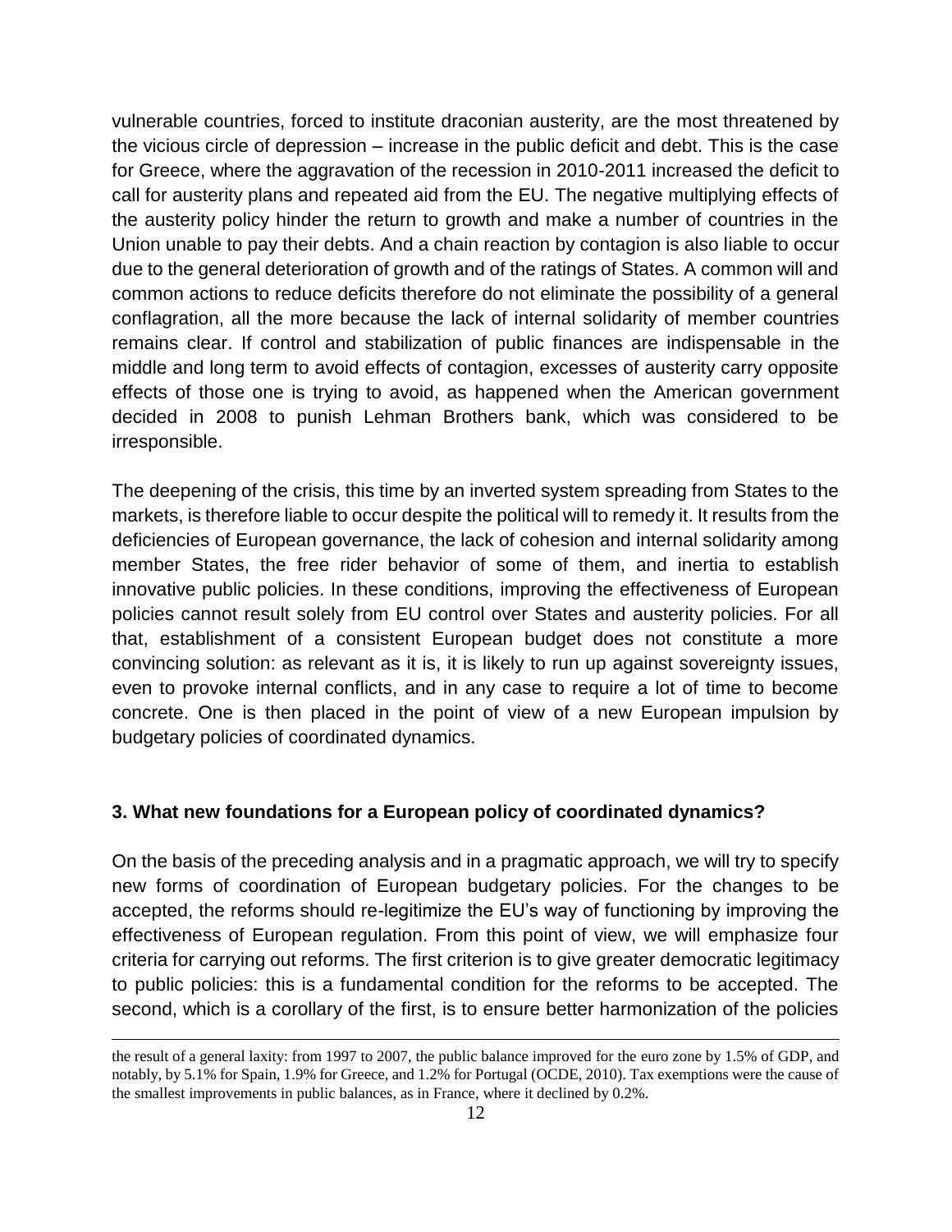vulnerable countries, forced to institute draconian austerity, are the most threatened by the vicious circle of depression – increase in the public deficit and debt. This is the case for Greece, where the aggravation of the recession in 2010-2011 increased the deficit to call for austerity plans and repeated aid from the EU. The negative multiplying effects of the austerity policy hinder the return to growth and make a number of countries in the Union unable to pay their debts. And a chain reaction by contagion is also liable to occur due to the general deterioration of growth and of the ratings of States. A common will and common actions to reduce deficits therefore do not eliminate the possibility of a general conflagration, all the more because the lack of internal solidarity of member countries remains clear. If control and stabilization of public finances are indispensable in the middle and long term to avoid effects of contagion, excesses of austerity carry opposite effects of those one is trying to avoid, as happened when the American government decided in 2008 to punish Lehman Brothers bank, which was considered to be irresponsible.

The deepening of the crisis, this time by an inverted system spreading from States to the markets, is therefore liable to occur despite the political will to remedy it. It results from the deficiencies of European governance, the lack of cohesion and internal solidarity among member States, the free rider behavior of some of them, and inertia to establish innovative public policies. In these conditions, improving the effectiveness of European policies cannot result solely from EU control over States and austerity policies. For all that, establishment of a consistent European budget does not constitute a more convincing solution: as relevant as it is, it is likely to run up against sovereignty issues, even to provoke internal conflicts, and in any case to require a lot of time to become concrete. One is then placed in the point of view of a new European impulsion by budgetary policies of coordinated dynamics.

## 3. What new foundations for a European policy of coordinated dynamics?

On the basis of the preceding analysis and in a pragmatic approach, we will try to specify new forms of coordination of European budgetary policies. For the changes to be accepted, the reforms should re-legitimize the EU's way of functioning by improving the effectiveness of European regulation. From this point of view, we will emphasize four criteria for carrying out reforms. The first criterion is to give greater democratic legitimacy to public policies: this is a fundamental condition for the reforms to be accepted. The second, which is a corollary of the first, is to ensure better harmonization of the policies

---

the result of a general laxity: from 1997 to 2007, the public balance improved for the euro zone by 1.5% of GDP, and notably, by 5.1% for Spain, 1.9% for Greece, and 1.2% for Portugal (OCDE, 2010). Tax exemptions were the cause of the smallest improvements in public balances, as in France, where it declined by 0.2%.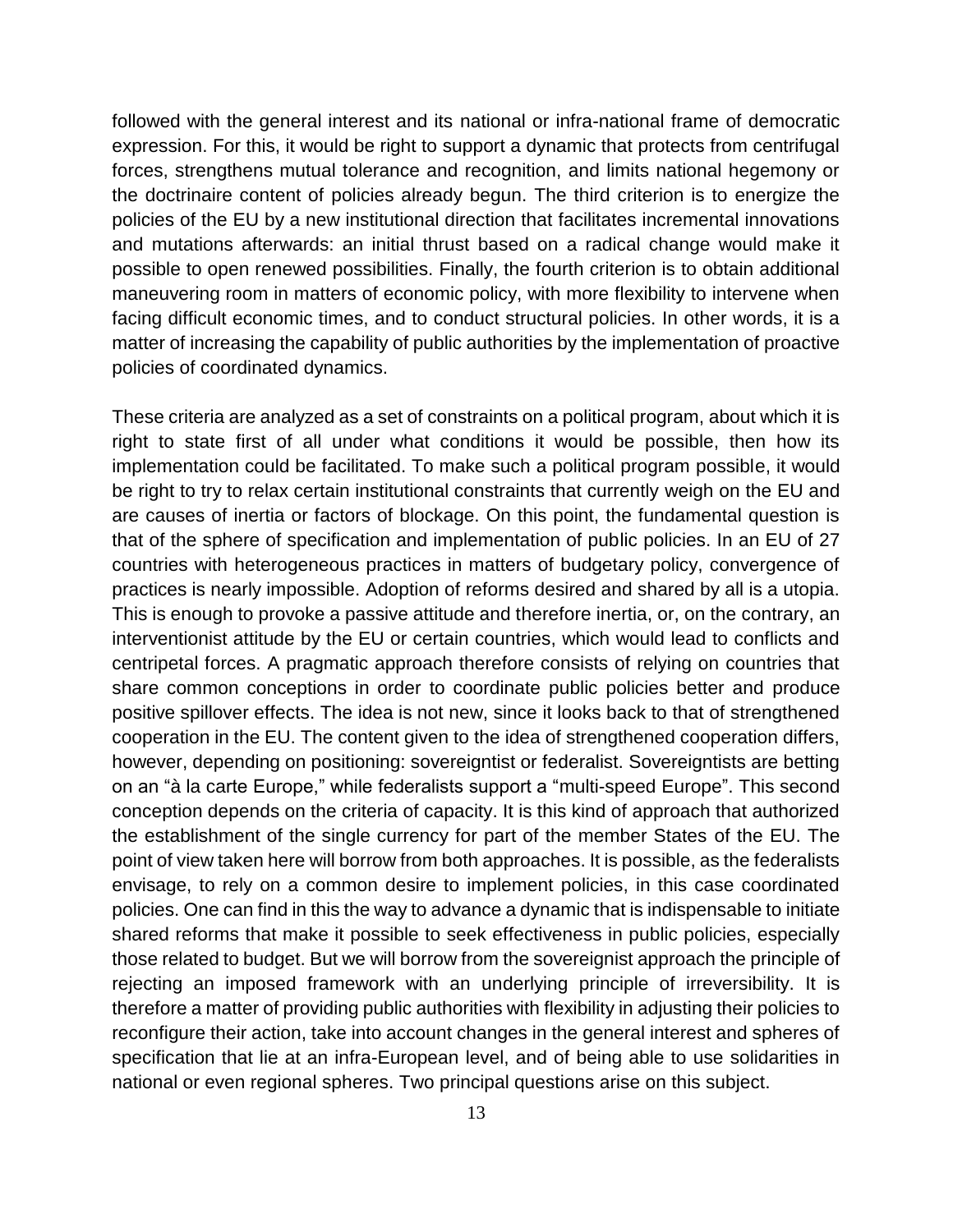followed with the general interest and its national or infra-national frame of democratic expression. For this, it would be right to support a dynamic that protects from centrifugal forces, strengthens mutual tolerance and recognition, and limits national hegemony or the doctrinaire content of policies already begun. The third criterion is to energize the policies of the EU by a new institutional direction that facilitates incremental innovations and mutations afterwards: an initial thrust based on a radical change would make it possible to open renewed possibilities. Finally, the fourth criterion is to obtain additional maneuvering room in matters of economic policy, with more flexibility to intervene when facing difficult economic times, and to conduct structural policies. In other words, it is a matter of increasing the capability of public authorities by the implementation of proactive policies of coordinated dynamics.

These criteria are analyzed as a set of constraints on a political program, about which it is right to state first of all under what conditions it would be possible, then how its implementation could be facilitated. To make such a political program possible, it would be right to try to relax certain institutional constraints that currently weigh on the EU and are causes of inertia or factors of blockage. On this point, the fundamental question is that of the sphere of specification and implementation of public policies. In an EU of 27 countries with heterogeneous practices in matters of budgetary policy, convergence of practices is nearly impossible. Adoption of reforms desired and shared by all is a utopia. This is enough to provoke a passive attitude and therefore inertia, or, on the contrary, an interventionist attitude by the EU or certain countries, which would lead to conflicts and centripetal forces. A pragmatic approach therefore consists of relying on countries that share common conceptions in order to coordinate public policies better and produce positive spillover effects. The idea is not new, since it looks back to that of strengthened cooperation in the EU. The content given to the idea of strengthened cooperation differs, however, depending on positioning: sovereigntist or federalist. Sovereigntists are betting on an "à la carte Europe," while federalists support a "multi-speed Europe". This second conception depends on the criteria of capacity. It is this kind of approach that authorized the establishment of the single currency for part of the member States of the EU. The point of view taken here will borrow from both approaches. It is possible, as the federalists envisage, to rely on a common desire to implement policies, in this case coordinated policies. One can find in this the way to advance a dynamic that is indispensable to initiate shared reforms that make it possible to seek effectiveness in public policies, especially those related to budget. But we will borrow from the sovereignist approach the principle of rejecting an imposed framework with an underlying principle of irreversibility. It is therefore a matter of providing public authorities with flexibility in adjusting their policies to reconfigure their action, take into account changes in the general interest and spheres of specification that lie at an infra-European level, and of being able to use solidarities in national or even regional spheres. Two principal questions arise on this subject.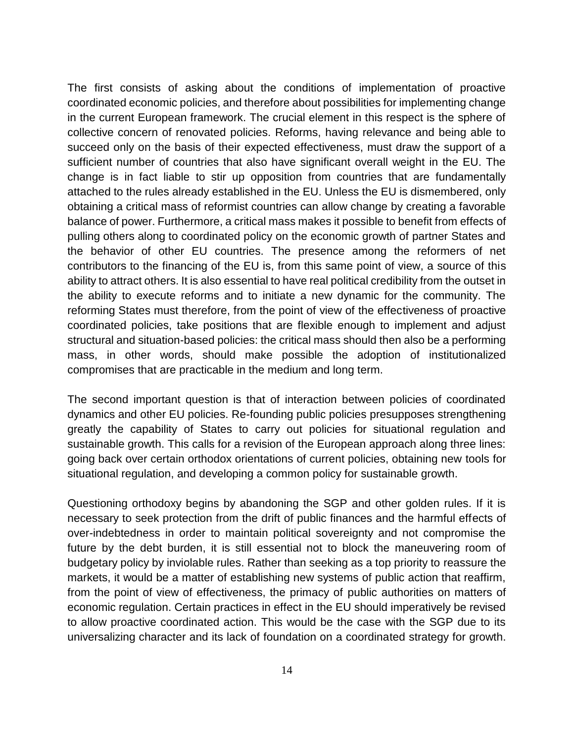The first consists of asking about the conditions of implementation of proactive coordinated economic policies, and therefore about possibilities for implementing change in the current European framework. The crucial element in this respect is the sphere of collective concern of renovated policies. Reforms, having relevance and being able to succeed only on the basis of their expected effectiveness, must draw the support of a sufficient number of countries that also have significant overall weight in the EU. The change is in fact liable to stir up opposition from countries that are fundamentally attached to the rules already established in the EU. Unless the EU is dismembered, only obtaining a critical mass of reformist countries can allow change by creating a favorable balance of power. Furthermore, a critical mass makes it possible to benefit from effects of pulling others along to coordinated policy on the economic growth of partner States and the behavior of other EU countries. The presence among the reformers of net contributors to the financing of the EU is, from this same point of view, a source of this ability to attract others. It is also essential to have real political credibility from the outset in the ability to execute reforms and to initiate a new dynamic for the community. The reforming States must therefore, from the point of view of the effectiveness of proactive coordinated policies, take positions that are flexible enough to implement and adjust structural and situation-based policies: the critical mass should then also be a performing mass, in other words, should make possible the adoption of institutionalized compromises that are practicable in the medium and long term.

The second important question is that of interaction between policies of coordinated dynamics and other EU policies. Re-founding public policies presupposes strengthening greatly the capability of States to carry out policies for situational regulation and sustainable growth. This calls for a revision of the European approach along three lines: going back over certain orthodox orientations of current policies, obtaining new tools for situational regulation, and developing a common policy for sustainable growth.

Questioning orthodoxy begins by abandoning the SGP and other golden rules. If it is necessary to seek protection from the drift of public finances and the harmful effects of over-indebtedness in order to maintain political sovereignty and not compromise the future by the debt burden, it is still essential not to block the maneuvering room of budgetary policy by inviolable rules. Rather than seeking as a top priority to reassure the markets, it would be a matter of establishing new systems of public action that reaffirm, from the point of view of effectiveness, the primacy of public authorities on matters of economic regulation. Certain practices in effect in the EU should imperatively be revised to allow proactive coordinated action. This would be the case with the SGP due to its universalizing character and its lack of foundation on a coordinated strategy for growth.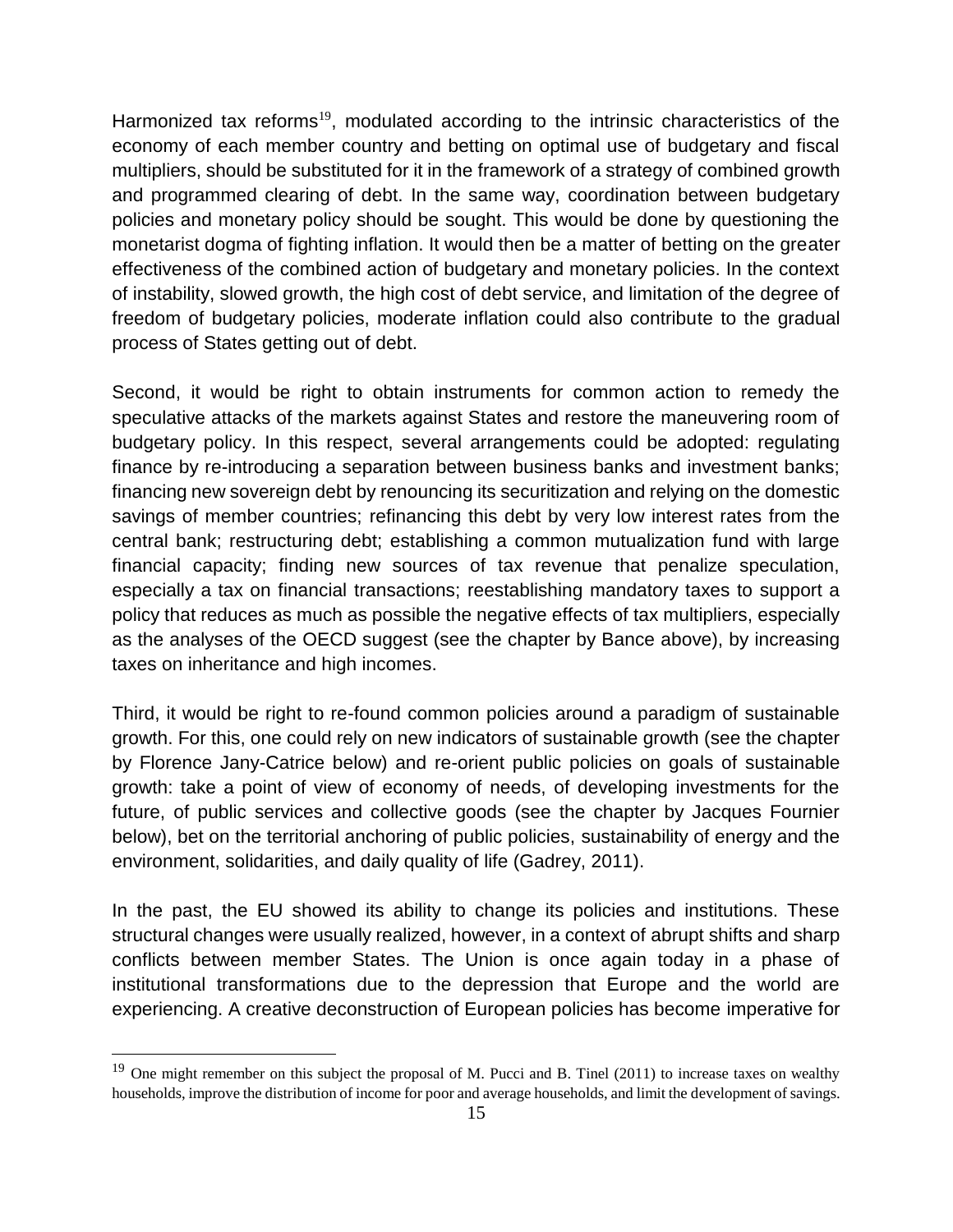Harmonized tax reforms[19], modulated according to the intrinsic characteristics of the economy of each member country and betting on optimal use of budgetary and fiscal multipliers, should be substituted for it in the framework of a strategy of combined growth and programmed clearing of debt. In the same way, coordination between budgetary policies and monetary policy should be sought. This would be done by questioning the monetarist dogma of fighting inflation. It would then be a matter of betting on the greater effectiveness of the combined action of budgetary and monetary policies. In the context of instability, slowed growth, the high cost of debt service, and limitation of the degree of freedom of budgetary policies, moderate inflation could also contribute to the gradual process of States getting out of debt.

Second, it would be right to obtain instruments for common action to remedy the speculative attacks of the markets against States and restore the maneuvering room of budgetary policy. In this respect, several arrangements could be adopted: regulating finance by re-introducing a separation between business banks and investment banks; financing new sovereign debt by renouncing its securitization and relying on the domestic savings of member countries; refinancing this debt by very low interest rates from the central bank; restructuring debt; establishing a common mutualization fund with large financial capacity; finding new sources of tax revenue that penalize speculation, especially a tax on financial transactions; reestablishing mandatory taxes to support a policy that reduces as much as possible the negative effects of tax multipliers, especially as the analyses of the OECD suggest (see the chapter by Bance above), by increasing taxes on inheritance and high incomes.

Third, it would be right to re-found common policies around a paradigm of sustainable growth. For this, one could rely on new indicators of sustainable growth (see the chapter by Florence Jany-Catrice below) and re-orient public policies on goals of sustainable growth: take a point of view of economy of needs, of developing investments for the future, of public services and collective goods (see the chapter by Jacques Fournier below), bet on the territorial anchoring of public policies, sustainability of energy and the environment, solidarities, and daily quality of life (Gadrey, 2011).

In the past, the EU showed its ability to change its policies and institutions. These structural changes were usually realized, however, in a context of abrupt shifts and sharp conflicts between member States. The Union is once again today in a phase of institutional transformations due to the depression that Europe and the world are experiencing. A creative deconstruction of European policies has become imperative for

[19] One might remember on this subject the proposal of M. Pucci and B. Tinel (2011) to increase taxes on wealthy households, improve the distribution of income for poor and average households, and limit the development of savings.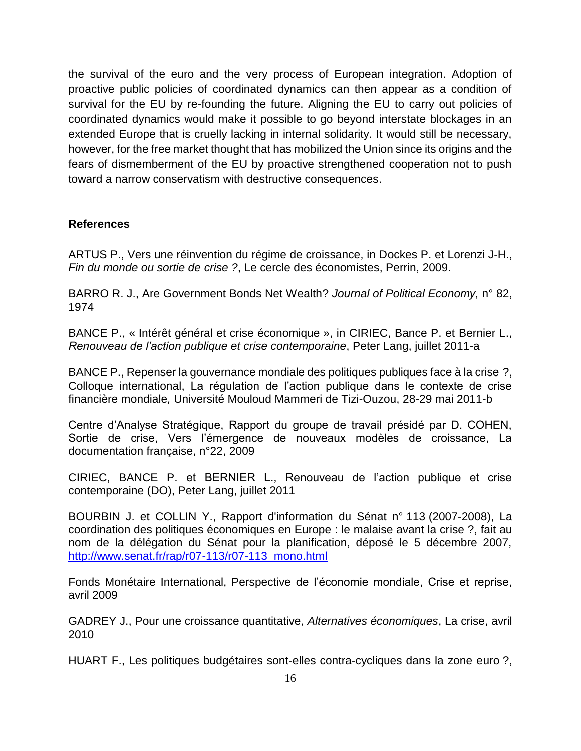the survival of the euro and the very process of European integration. Adoption of proactive public policies of coordinated dynamics can then appear as a condition of survival for the EU by re-founding the future. Aligning the EU to carry out policies of coordinated dynamics would make it possible to go beyond interstate blockages in an extended Europe that is cruelly lacking in internal solidarity. It would still be necessary, however, for the free market thought that has mobilized the Union since its origins and the fears of dismemberment of the EU by proactive strengthened cooperation not to push toward a narrow conservatism with destructive consequences.

**References**

ARTUS P., Vers une réinvention du régime de croissance, in Dockes P. et Lorenzi J-H., *Fin du monde ou sortie de crise ?*, Le cercle des économistes, Perrin, 2009.

BARRO R. J., Are Government Bonds Net Wealth? *Journal of Political Economy,* n° 82, 1974

BANCE P., « Intérêt général et crise économique », in CIRIEC, Bance P. et Bernier L., *Renouveau de l'action publique et crise contemporaine*, Peter Lang, juillet 2011-a

BANCE P., Repenser la gouvernance mondiale des politiques publiques face à la crise ?, Colloque international, La régulation de l'action publique dans le contexte de crise financière mondiale*,* Université Mouloud Mammeri de Tizi-Ouzou, 28-29 mai 2011-b

Centre d'Analyse Stratégique, Rapport du groupe de travail présidé par D. COHEN, Sortie de crise, Vers l'émergence de nouveaux modèles de croissance, La documentation française, n°22, 2009

CIRIEC, BANCE P. et BERNIER L., Renouveau de l'action publique et crise contemporaine (DO), Peter Lang, juillet 2011

BOURBIN J. et COLLIN Y., Rapport d'information du Sénat n° 113 (2007-2008), La coordination des politiques économiques en Europe : le malaise avant la crise ?, fait au nom de la délégation du Sénat pour la planification, déposé le 5 décembre 2007, http://www.senat.fr/rap/r07-113/r07-113_mono.html

Fonds Monétaire International, Perspective de l'économie mondiale, Crise et reprise, avril 2009

GADREY J., Pour une croissance quantitative, *Alternatives économiques*, La crise, avril 2010

HUART F., Les politiques budgétaires sont-elles contra-cycliques dans la zone euro ?,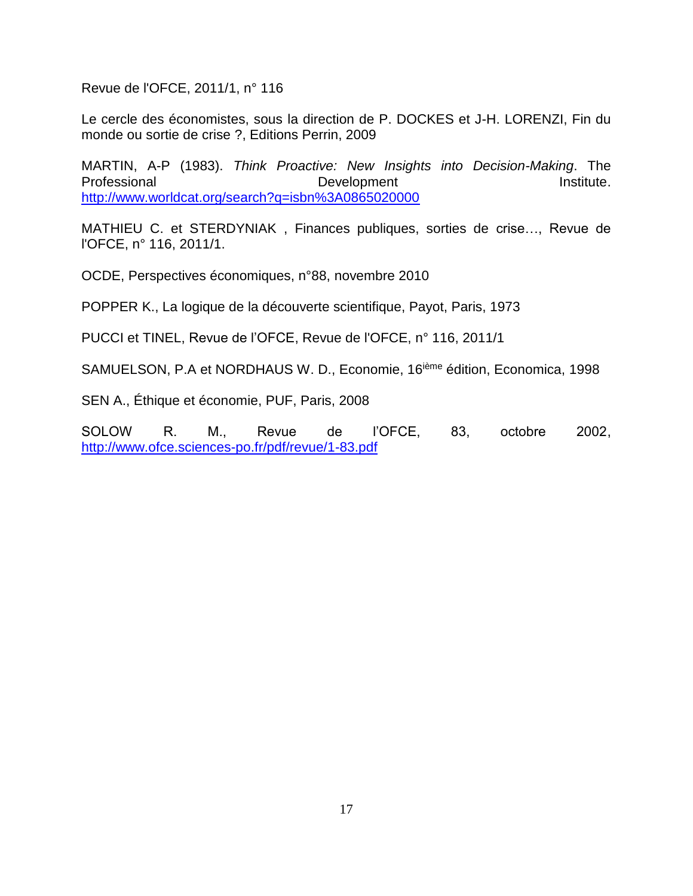Revue de l'OFCE, 2011/1, n° 116

Le cercle des économistes, sous la direction de P. DOCKES et J-H. LORENZI, Fin du monde ou sortie de crise ?, Editions Perrin, 2009

MARTIN, A-P (1983). *Think Proactive: New Insights into Decision-Making*. The Professional Development Institute. http://www.worldcat.org/search?q=isbn%3A0865020000

MATHIEU C. et STERDYNIAK , Finances publiques, sorties de crise…, Revue de l'OFCE, n° 116, 2011/1.

OCDE, Perspectives économiques, n°88, novembre 2010

POPPER K., La logique de la découverte scientifique, Payot, Paris, 1973

PUCCI et TINEL, Revue de l'OFCE, Revue de l'OFCE, n° 116, 2011/1

SAMUELSON, P.A et NORDHAUS W. D., Economie, 16ième édition, Economica, 1998

SEN A., Éthique et économie, PUF, Paris, 2008

SOLOW R. M., Revue de l'OFCE, 83, octobre 2002, http://www.ofce.sciences-po.fr/pdf/revue/1-83.pdf